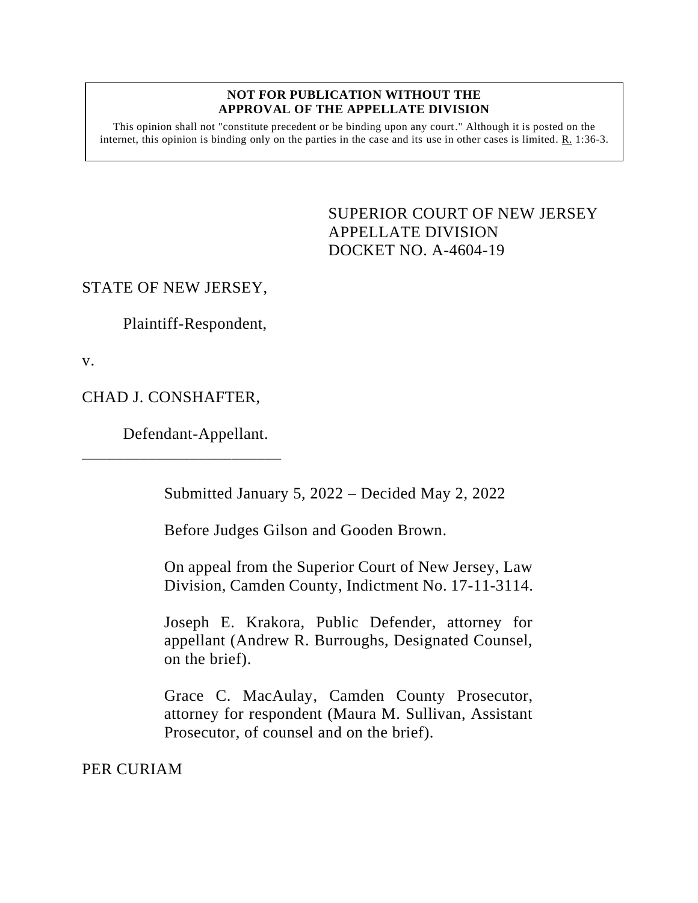**NOT FOR PUBLICATION WITHOUT THE APPROVAL OF THE APPELLATE DIVISION**

This opinion shall not "constitute precedent or be binding upon any court." Although it is posted on the internet, this opinion is binding only on the parties in the case and its use in other cases is limited. R. 1:36-3.

SUPERIOR COURT OF NEW JERSEY
APPELLATE DIVISION
DOCKET NO. A-4604-19

STATE OF NEW JERSEY,

Plaintiff-Respondent,

v.

CHAD J. CONSHAFTER,

Defendant-Appellant.

\_\_\_\_\_\_\_\_\_\_\_\_\_\_\_\_\_\_\_\_\_\_\_\_\_

Submitted January 5, 2022 – Decided May 2, 2022

Before Judges Gilson and Gooden Brown.

On appeal from the Superior Court of New Jersey, Law Division, Camden County, Indictment No. 17-11-3114.

Joseph E. Krakora, Public Defender, attorney for appellant (Andrew R. Burroughs, Designated Counsel, on the brief).

Grace C. MacAulay, Camden County Prosecutor, attorney for respondent (Maura M. Sullivan, Assistant Prosecutor, of counsel and on the brief).

PER CURIAM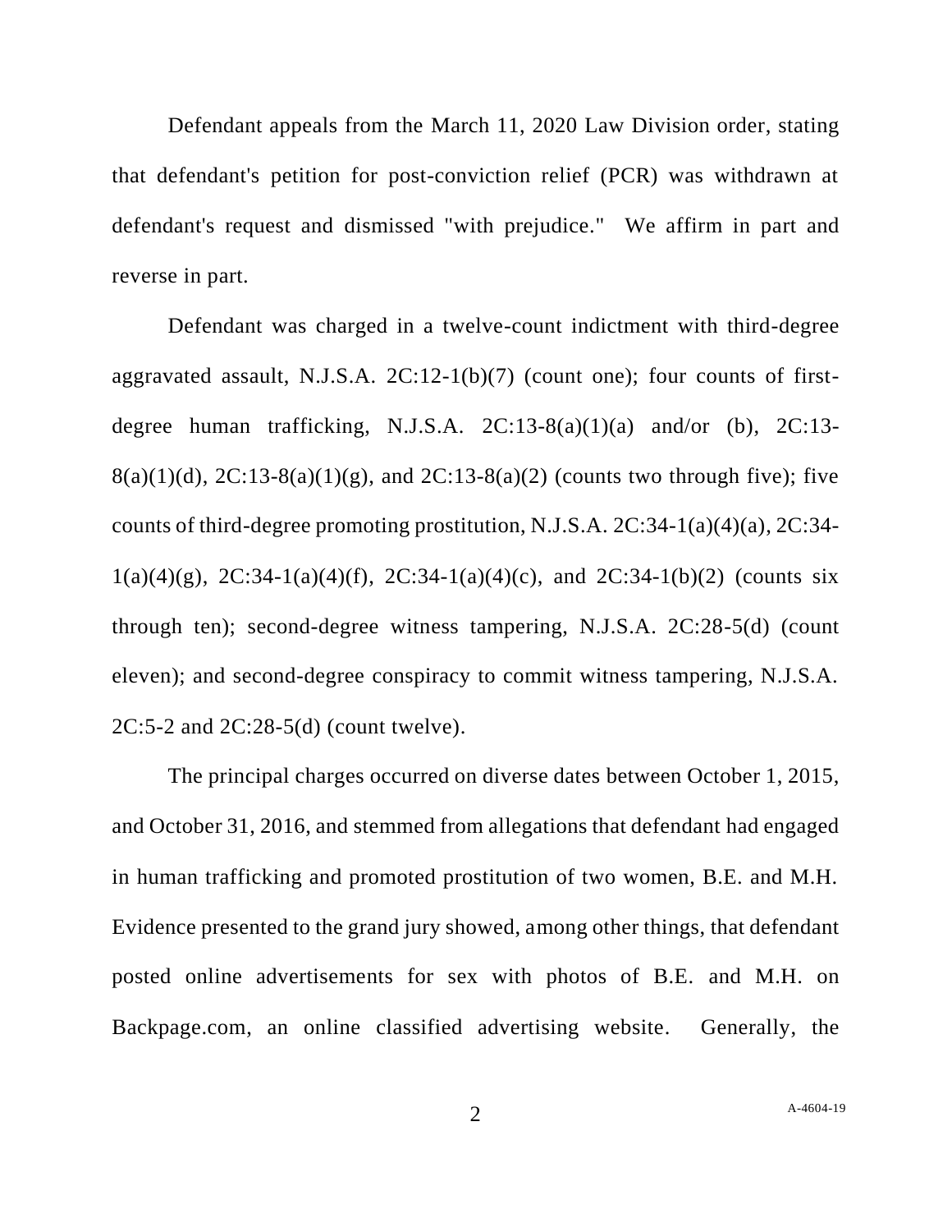Defendant appeals from the March 11, 2020 Law Division order, stating that defendant's petition for post-conviction relief (PCR) was withdrawn at defendant's request and dismissed "with prejudice." We affirm in part and reverse in part.

Defendant was charged in a twelve-count indictment with third-degree aggravated assault, N.J.S.A. 2C:12-1(b)(7) (count one); four counts of first-degree human trafficking, N.J.S.A. 2C:13-8(a)(1)(a) and/or (b), 2C:13-8(a)(1)(d), 2C:13-8(a)(1)(g), and 2C:13-8(a)(2) (counts two through five); five counts of third-degree promoting prostitution, N.J.S.A. 2C:34-1(a)(4)(a), 2C:34-1(a)(4)(g), 2C:34-1(a)(4)(f), 2C:34-1(a)(4)(c), and 2C:34-1(b)(2) (counts six through ten); second-degree witness tampering, N.J.S.A. 2C:28-5(d) (count eleven); and second-degree conspiracy to commit witness tampering, N.J.S.A. 2C:5-2 and 2C:28-5(d) (count twelve).

The principal charges occurred on diverse dates between October 1, 2015, and October 31, 2016, and stemmed from allegations that defendant had engaged in human trafficking and promoted prostitution of two women, B.E. and M.H. Evidence presented to the grand jury showed, among other things, that defendant posted online advertisements for sex with photos of B.E. and M.H. on Backpage.com, an online classified advertising website. Generally, the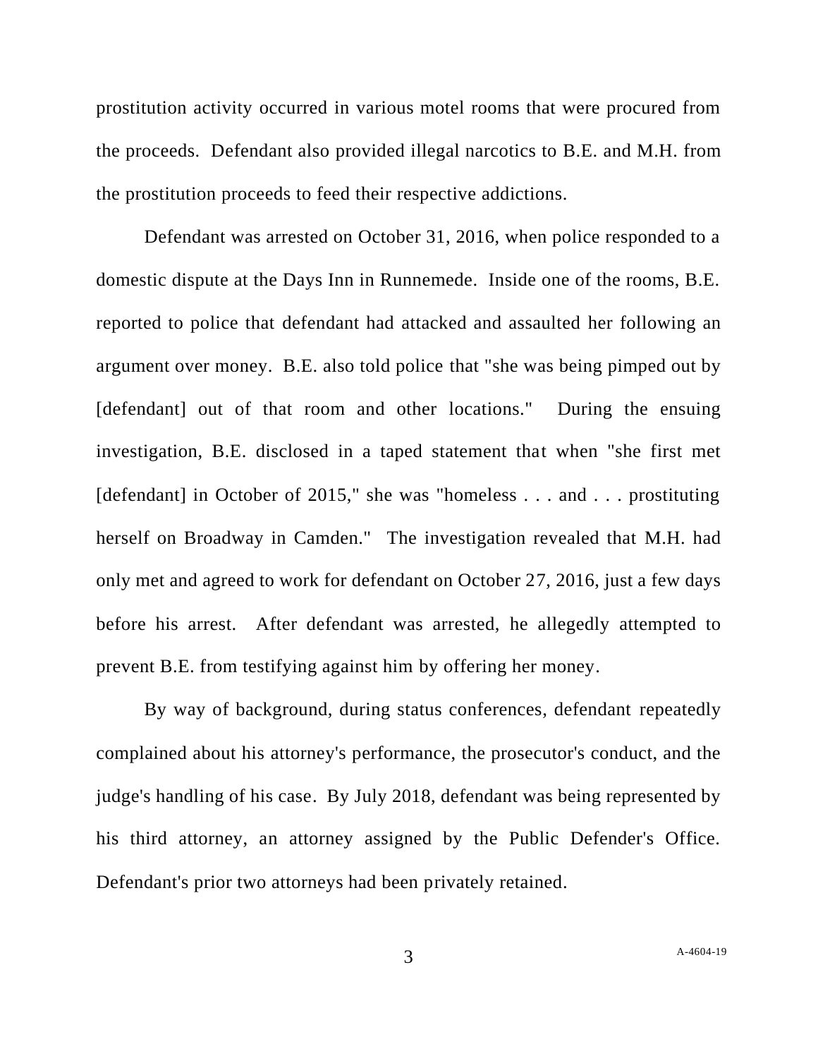prostitution activity occurred in various motel rooms that were procured from the proceeds. Defendant also provided illegal narcotics to B.E. and M.H. from the prostitution proceeds to feed their respective addictions.

Defendant was arrested on October 31, 2016, when police responded to a domestic dispute at the Days Inn in Runnemede. Inside one of the rooms, B.E. reported to police that defendant had attacked and assaulted her following an argument over money. B.E. also told police that "she was being pimped out by [defendant] out of that room and other locations." During the ensuing investigation, B.E. disclosed in a taped statement that when "she first met [defendant] in October of 2015," she was "homeless . . . and . . . prostituting herself on Broadway in Camden." The investigation revealed that M.H. had only met and agreed to work for defendant on October 27, 2016, just a few days before his arrest. After defendant was arrested, he allegedly attempted to prevent B.E. from testifying against him by offering her money.

By way of background, during status conferences, defendant repeatedly complained about his attorney's performance, the prosecutor's conduct, and the judge's handling of his case. By July 2018, defendant was being represented by his third attorney, an attorney assigned by the Public Defender's Office. Defendant's prior two attorneys had been privately retained.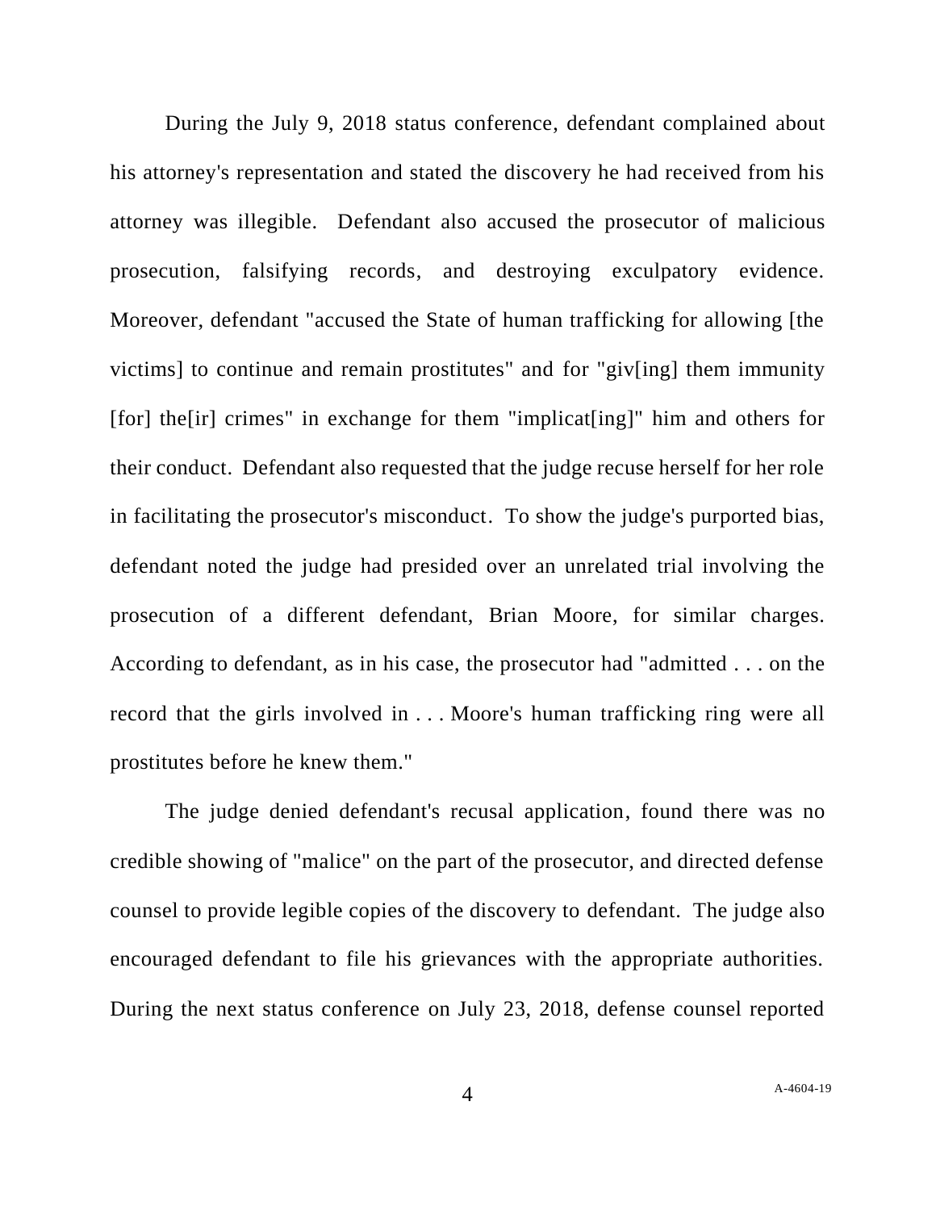During the July 9, 2018 status conference, defendant complained about his attorney's representation and stated the discovery he had received from his attorney was illegible. Defendant also accused the prosecutor of malicious prosecution, falsifying records, and destroying exculpatory evidence. Moreover, defendant "accused the State of human trafficking for allowing [the victims] to continue and remain prostitutes" and for "giv[ing] them immunity [for] the[ir] crimes" in exchange for them "implicat[ing]" him and others for their conduct. Defendant also requested that the judge recuse herself for her role in facilitating the prosecutor's misconduct. To show the judge's purported bias, defendant noted the judge had presided over an unrelated trial involving the prosecution of a different defendant, Brian Moore, for similar charges. According to defendant, as in his case, the prosecutor had "admitted . . . on the record that the girls involved in . . . Moore's human trafficking ring were all prostitutes before he knew them."

The judge denied defendant's recusal application, found there was no credible showing of "malice" on the part of the prosecutor, and directed defense counsel to provide legible copies of the discovery to defendant. The judge also encouraged defendant to file his grievances with the appropriate authorities. During the next status conference on July 23, 2018, defense counsel reported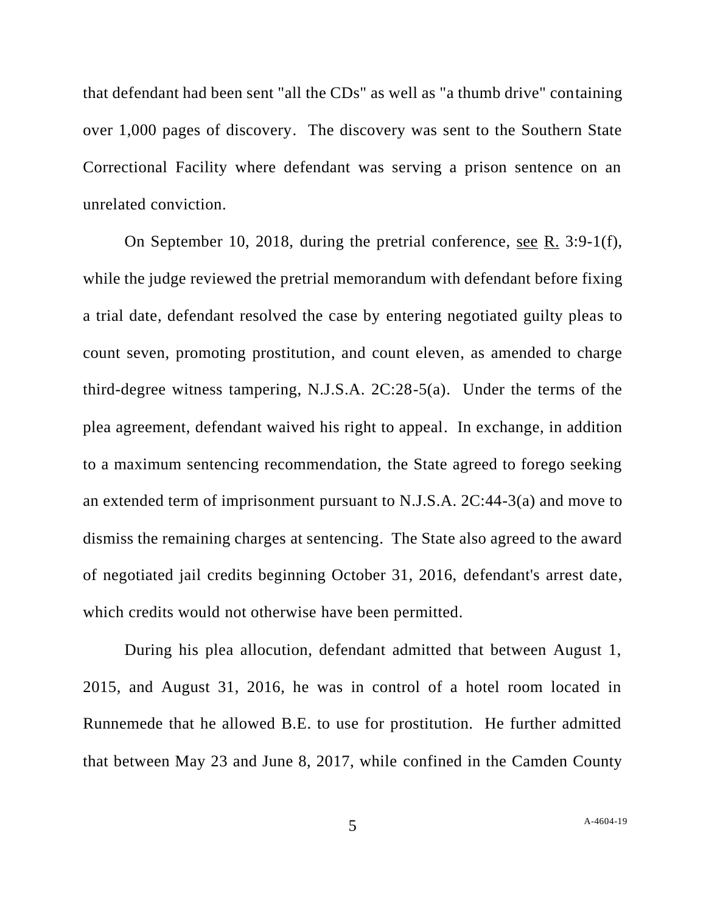that defendant had been sent "all the CDs" as well as "a thumb drive" containing over 1,000 pages of discovery. The discovery was sent to the Southern State Correctional Facility where defendant was serving a prison sentence on an unrelated conviction.

On September 10, 2018, during the pretrial conference, see R. 3:9-1(f), while the judge reviewed the pretrial memorandum with defendant before fixing a trial date, defendant resolved the case by entering negotiated guilty pleas to count seven, promoting prostitution, and count eleven, as amended to charge third-degree witness tampering, N.J.S.A. 2C:28-5(a). Under the terms of the plea agreement, defendant waived his right to appeal. In exchange, in addition to a maximum sentencing recommendation, the State agreed to forego seeking an extended term of imprisonment pursuant to N.J.S.A. 2C:44-3(a) and move to dismiss the remaining charges at sentencing. The State also agreed to the award of negotiated jail credits beginning October 31, 2016, defendant's arrest date, which credits would not otherwise have been permitted.

During his plea allocution, defendant admitted that between August 1, 2015, and August 31, 2016, he was in control of a hotel room located in Runnemede that he allowed B.E. to use for prostitution. He further admitted that between May 23 and June 8, 2017, while confined in the Camden County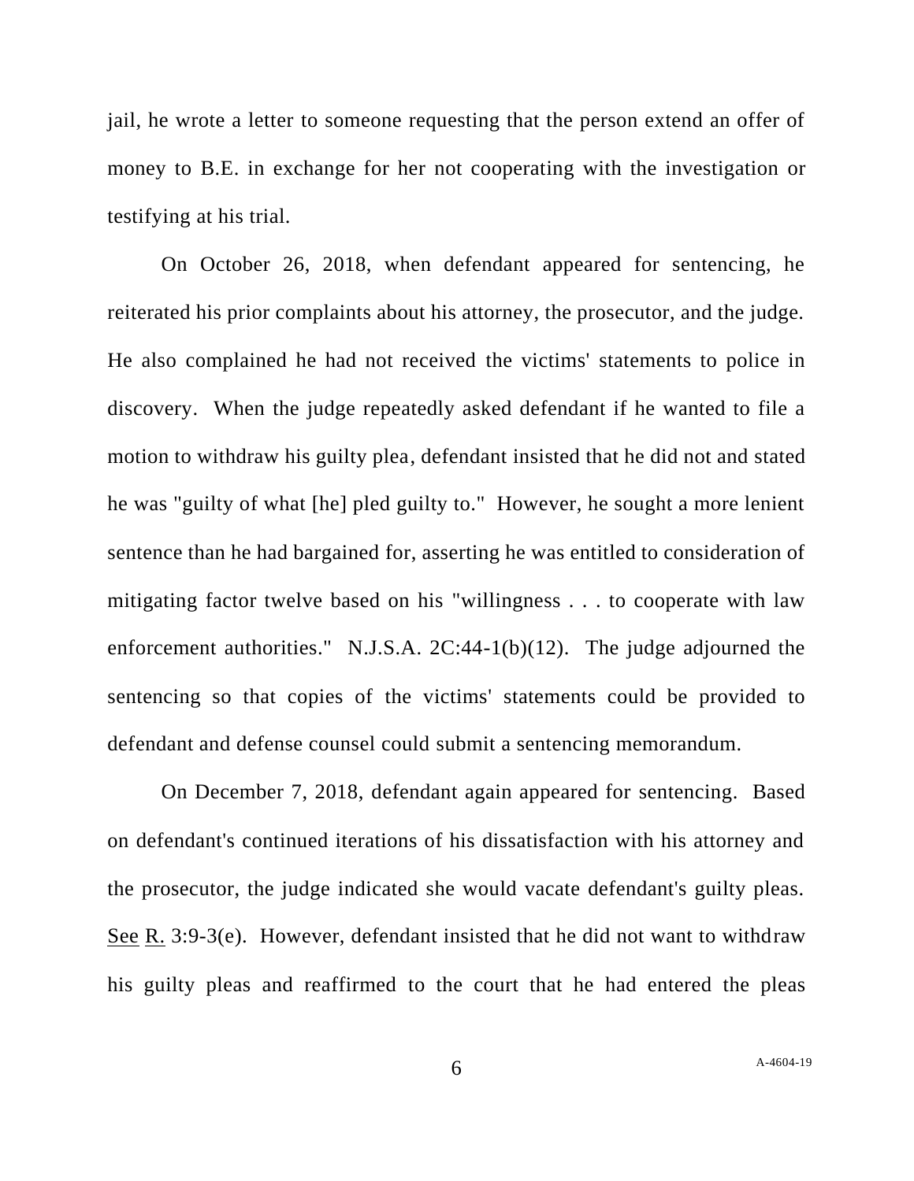jail, he wrote a letter to someone requesting that the person extend an offer of money to B.E. in exchange for her not cooperating with the investigation or testifying at his trial.

On October 26, 2018, when defendant appeared for sentencing, he reiterated his prior complaints about his attorney, the prosecutor, and the judge. He also complained he had not received the victims' statements to police in discovery. When the judge repeatedly asked defendant if he wanted to file a motion to withdraw his guilty plea, defendant insisted that he did not and stated he was "guilty of what [he] pled guilty to." However, he sought a more lenient sentence than he had bargained for, asserting he was entitled to consideration of mitigating factor twelve based on his "willingness . . . to cooperate with law enforcement authorities." N.J.S.A. 2C:44-1(b)(12). The judge adjourned the sentencing so that copies of the victims' statements could be provided to defendant and defense counsel could submit a sentencing memorandum.

On December 7, 2018, defendant again appeared for sentencing. Based on defendant's continued iterations of his dissatisfaction with his attorney and the prosecutor, the judge indicated she would vacate defendant's guilty pleas. See R. 3:9-3(e). However, defendant insisted that he did not want to withdraw his guilty pleas and reaffirmed to the court that he had entered the pleas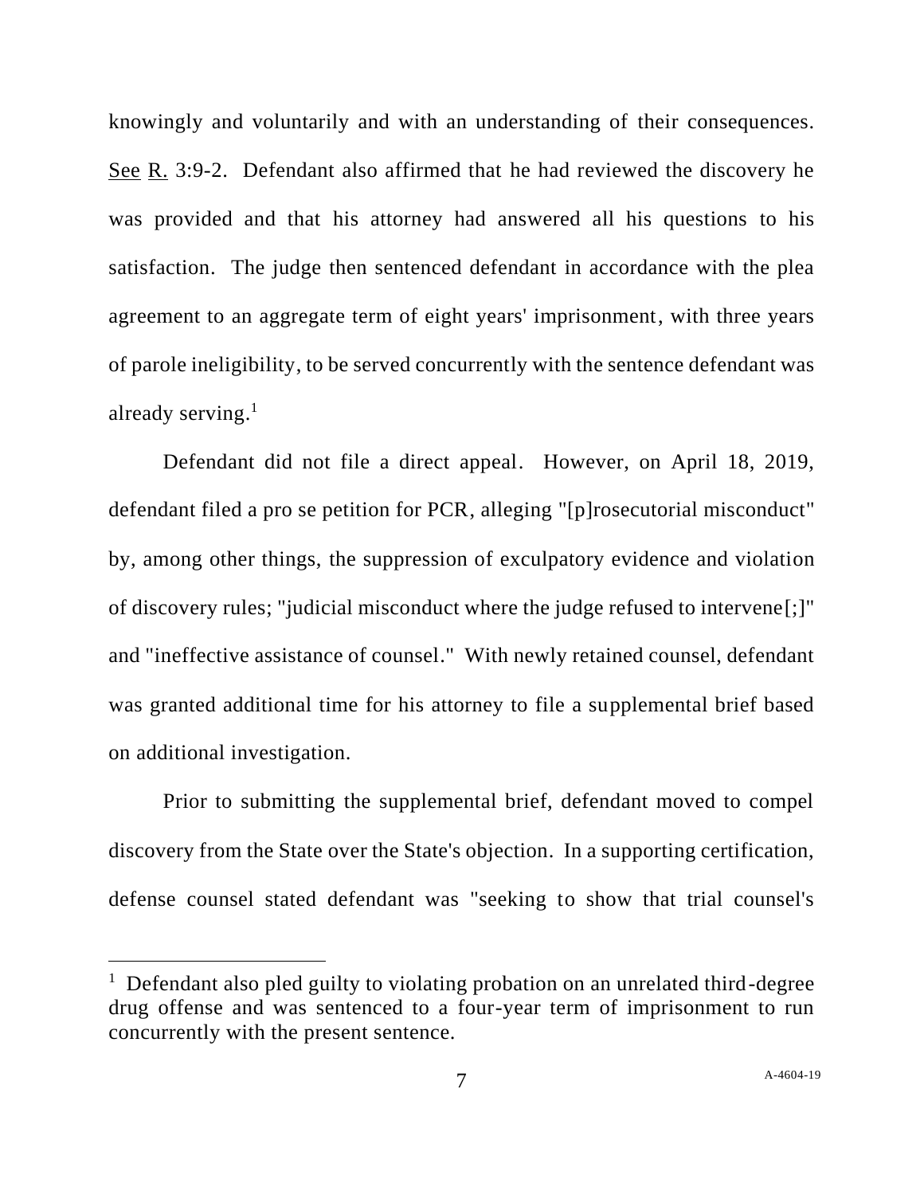knowingly and voluntarily and with an understanding of their consequences. See R. 3:9-2. Defendant also affirmed that he had reviewed the discovery he was provided and that his attorney had answered all his questions to his satisfaction. The judge then sentenced defendant in accordance with the plea agreement to an aggregate term of eight years' imprisonment, with three years of parole ineligibility, to be served concurrently with the sentence defendant was already serving.[1]

Defendant did not file a direct appeal. However, on April 18, 2019, defendant filed a pro se petition for PCR, alleging "[p]rosecutorial misconduct" by, among other things, the suppression of exculpatory evidence and violation of discovery rules; "judicial misconduct where the judge refused to intervene[;]" and "ineffective assistance of counsel." With newly retained counsel, defendant was granted additional time for his attorney to file a supplemental brief based on additional investigation.

Prior to submitting the supplemental brief, defendant moved to compel discovery from the State over the State's objection. In a supporting certification, defense counsel stated defendant was "seeking to show that trial counsel's

---

[1] Defendant also pled guilty to violating probation on an unrelated third-degree drug offense and was sentenced to a four-year term of imprisonment to run concurrently with the present sentence.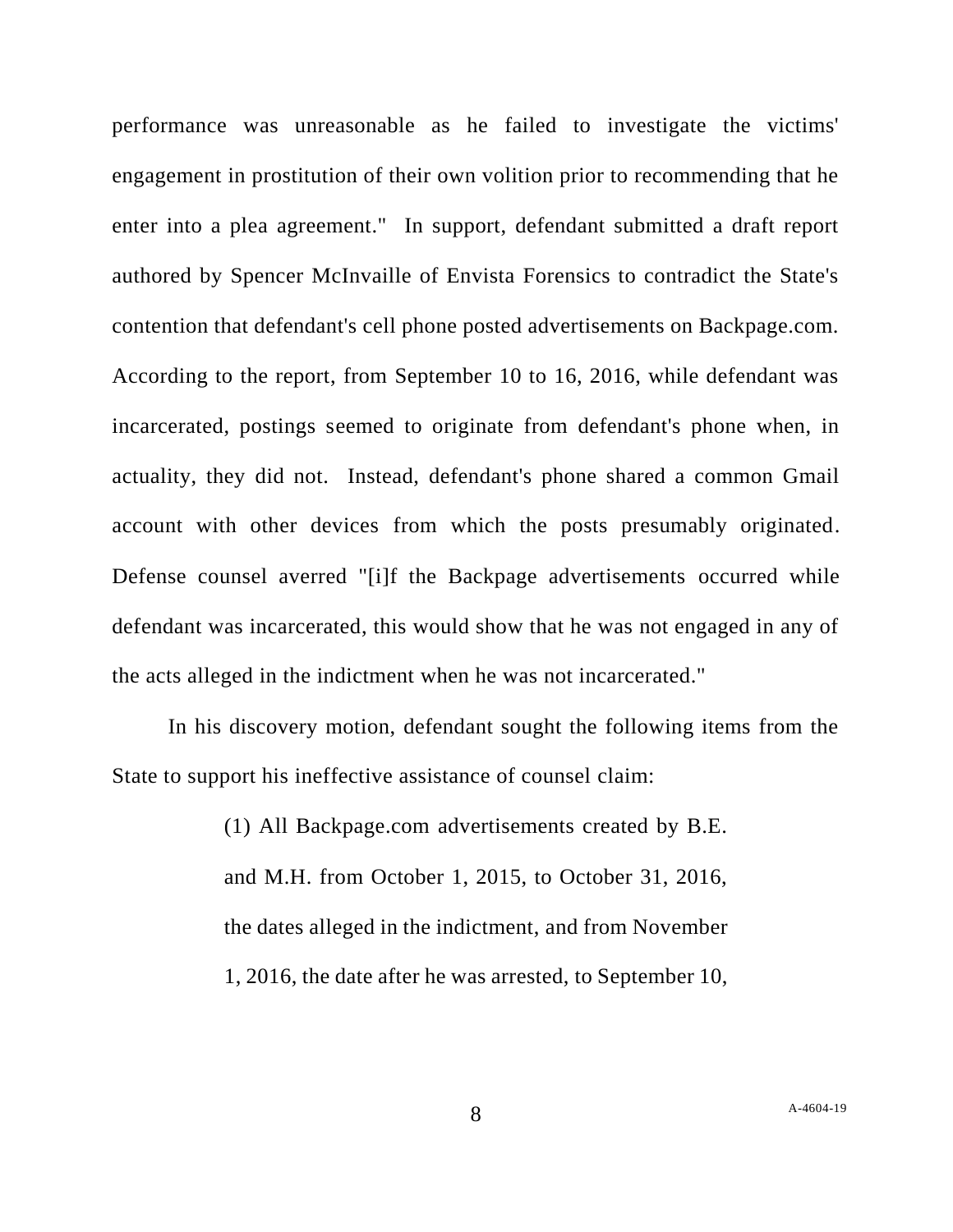performance was unreasonable as he failed to investigate the victims' engagement in prostitution of their own volition prior to recommending that he enter into a plea agreement." In support, defendant submitted a draft report authored by Spencer McInvaille of Envista Forensics to contradict the State's contention that defendant's cell phone posted advertisements on Backpage.com. According to the report, from September 10 to 16, 2016, while defendant was incarcerated, postings seemed to originate from defendant's phone when, in actuality, they did not. Instead, defendant's phone shared a common Gmail account with other devices from which the posts presumably originated. Defense counsel averred "[i]f the Backpage advertisements occurred while defendant was incarcerated, this would show that he was not engaged in any of the acts alleged in the indictment when he was not incarcerated."

In his discovery motion, defendant sought the following items from the State to support his ineffective assistance of counsel claim:

> (1) All Backpage.com advertisements created by B.E. and M.H. from October 1, 2015, to October 31, 2016, the dates alleged in the indictment, and from November 1, 2016, the date after he was arrested, to September 10,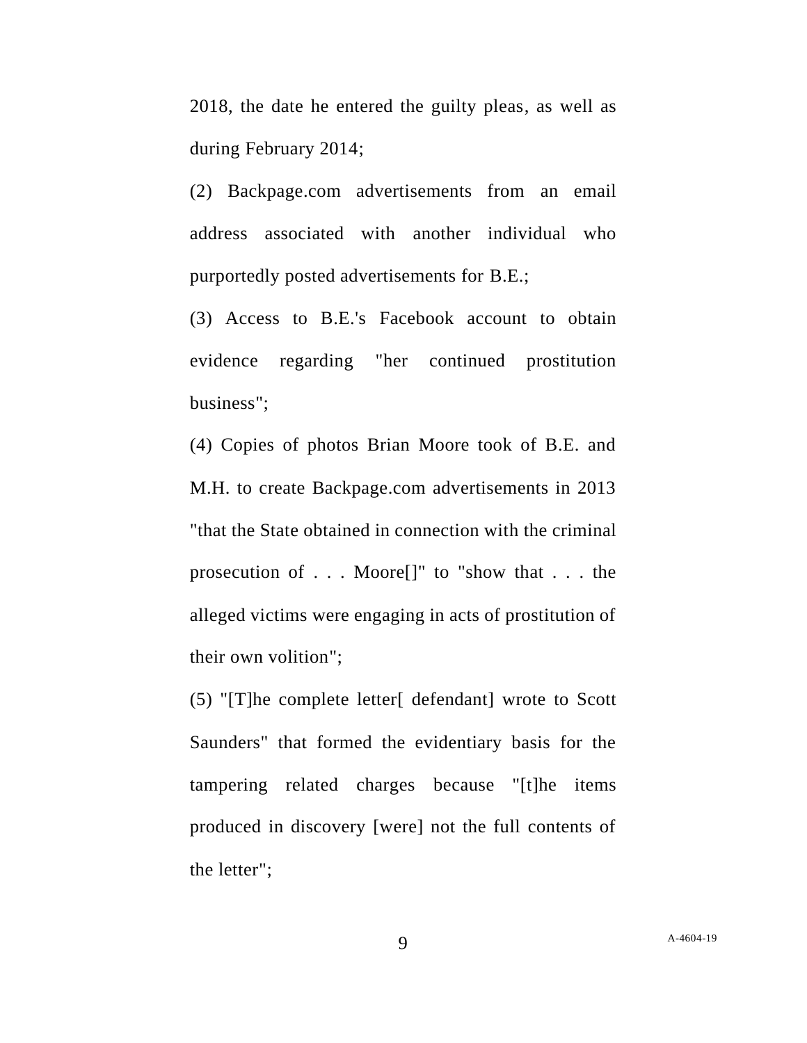2018, the date he entered the guilty pleas, as well as during February 2014;

(2) Backpage.com advertisements from an email address associated with another individual who purportedly posted advertisements for B.E.;

(3) Access to B.E.'s Facebook account to obtain evidence regarding "her continued prostitution business";

(4) Copies of photos Brian Moore took of B.E. and M.H. to create Backpage.com advertisements in 2013 "that the State obtained in connection with the criminal prosecution of . . . Moore[]" to "show that . . . the alleged victims were engaging in acts of prostitution of their own volition";

(5) "[T]he complete letter[ defendant] wrote to Scott Saunders" that formed the evidentiary basis for the tampering related charges because "[t]he items produced in discovery [were] not the full contents of the letter";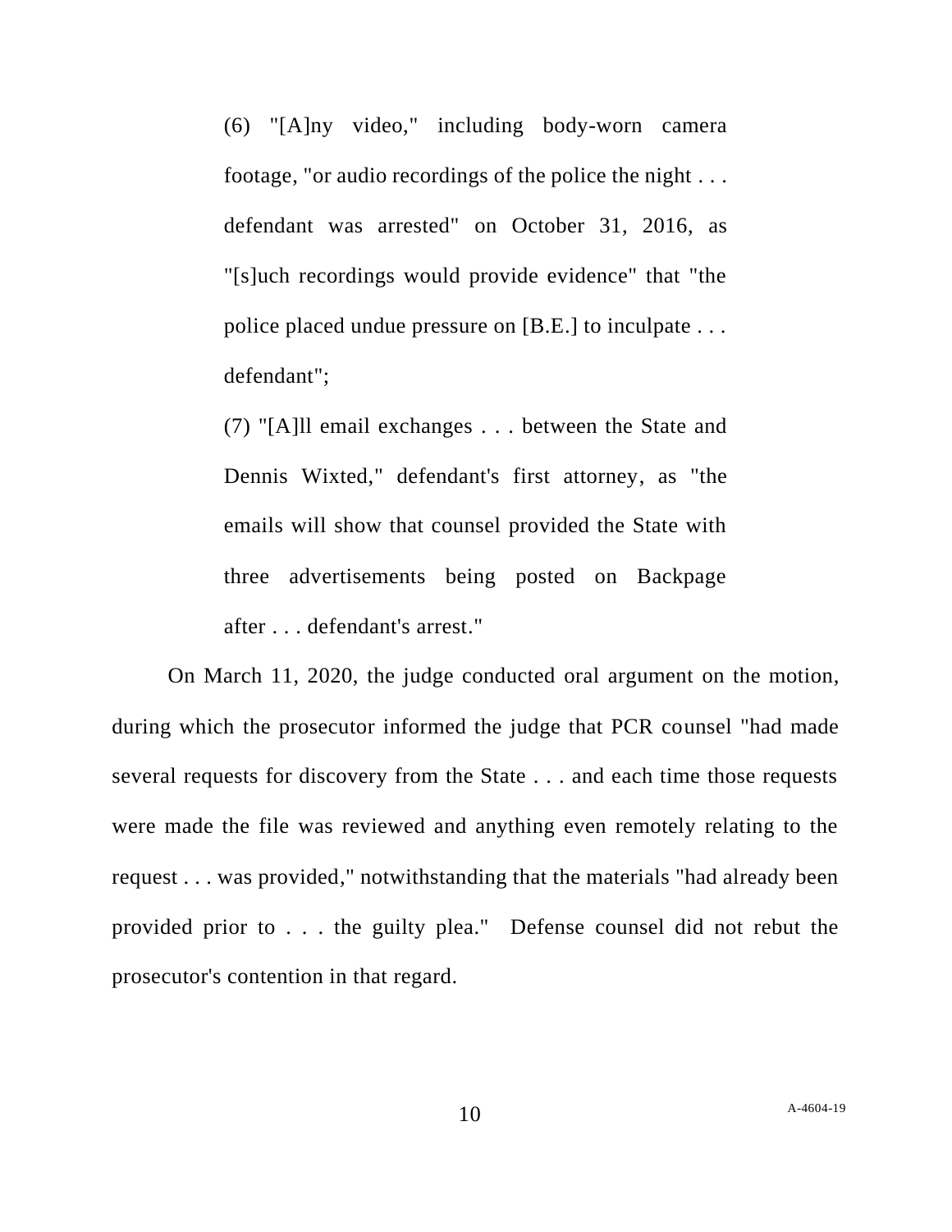(6) "[A]ny video," including body-worn camera footage, "or audio recordings of the police the night . . . defendant was arrested" on October 31, 2016, as "[s]uch recordings would provide evidence" that "the police placed undue pressure on [B.E.] to inculpate . . . defendant";

(7) "[A]ll email exchanges . . . between the State and Dennis Wixted," defendant's first attorney, as "the emails will show that counsel provided the State with three advertisements being posted on Backpage after . . . defendant's arrest."

On March 11, 2020, the judge conducted oral argument on the motion, during which the prosecutor informed the judge that PCR counsel "had made several requests for discovery from the State . . . and each time those requests were made the file was reviewed and anything even remotely relating to the request . . . was provided," notwithstanding that the materials "had already been provided prior to . . . the guilty plea." Defense counsel did not rebut the prosecutor's contention in that regard.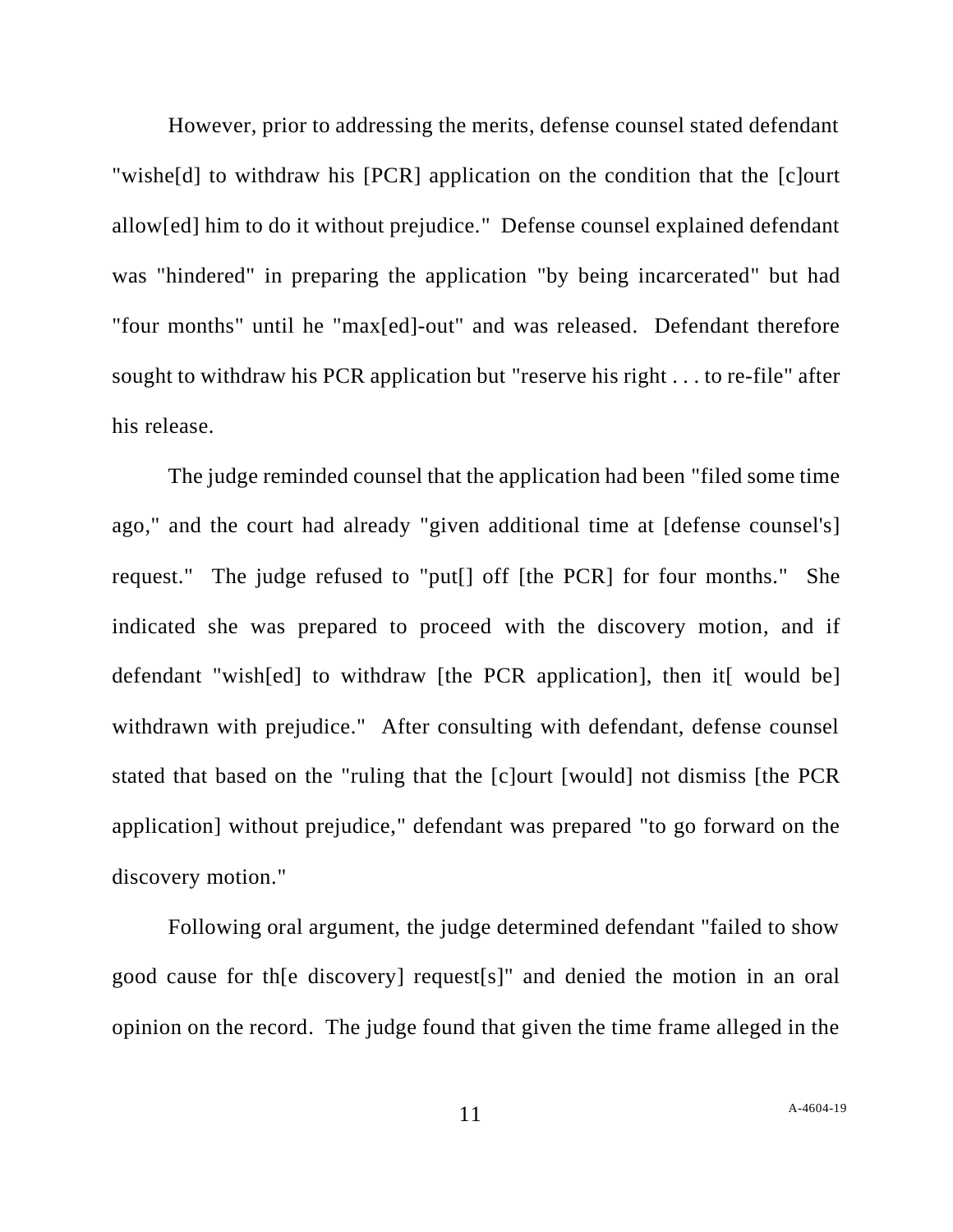However, prior to addressing the merits, defense counsel stated defendant "wishe[d] to withdraw his [PCR] application on the condition that the [c]ourt allow[ed] him to do it without prejudice." Defense counsel explained defendant was "hindered" in preparing the application "by being incarcerated" but had "four months" until he "max[ed]-out" and was released. Defendant therefore sought to withdraw his PCR application but "reserve his right . . . to re-file" after his release.

The judge reminded counsel that the application had been "filed some time ago," and the court had already "given additional time at [defense counsel's] request." The judge refused to "put[] off [the PCR] for four months." She indicated she was prepared to proceed with the discovery motion, and if defendant "wish[ed] to withdraw [the PCR application], then it[ would be] withdrawn with prejudice." After consulting with defendant, defense counsel stated that based on the "ruling that the [c]ourt [would] not dismiss [the PCR application] without prejudice," defendant was prepared "to go forward on the discovery motion."

Following oral argument, the judge determined defendant "failed to show good cause for th[e discovery] request[s]" and denied the motion in an oral opinion on the record. The judge found that given the time frame alleged in the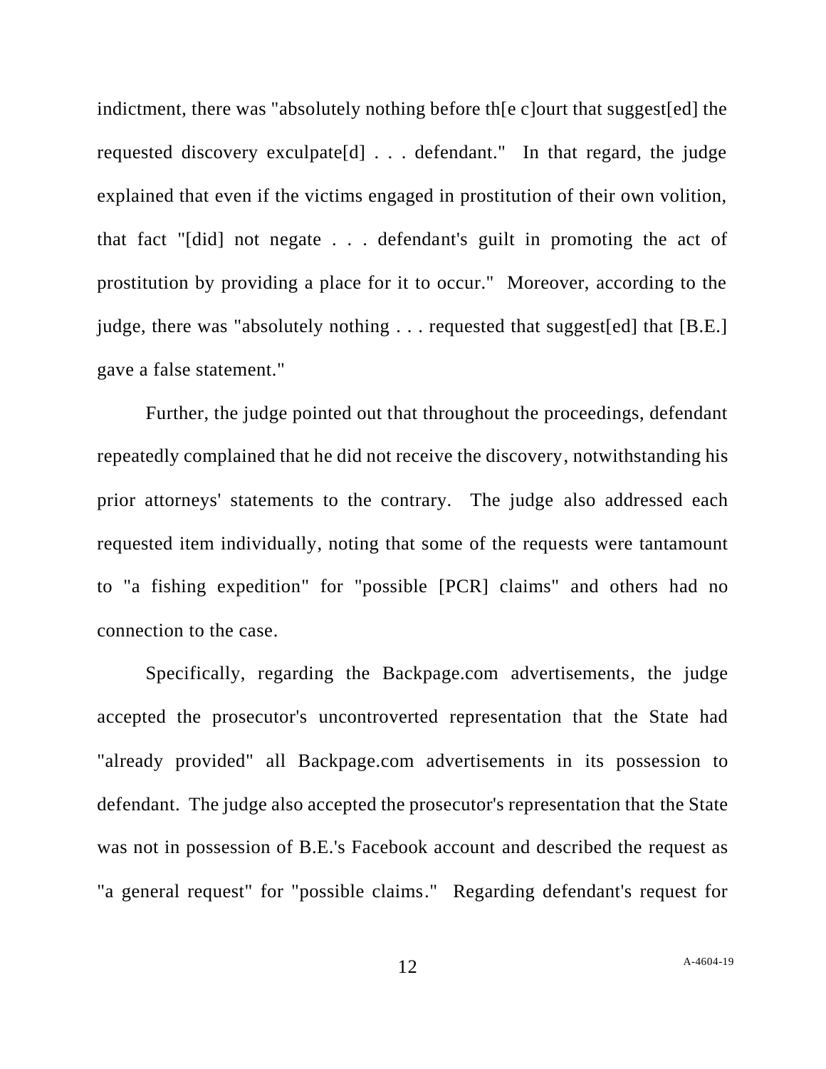indictment, there was "absolutely nothing before th[e c]ourt that suggest[ed] the requested discovery exculpate[d] . . . defendant." In that regard, the judge explained that even if the victims engaged in prostitution of their own volition, that fact "[did] not negate . . . defendant's guilt in promoting the act of prostitution by providing a place for it to occur." Moreover, according to the judge, there was "absolutely nothing . . . requested that suggest[ed] that [B.E.] gave a false statement."

Further, the judge pointed out that throughout the proceedings, defendant repeatedly complained that he did not receive the discovery, notwithstanding his prior attorneys' statements to the contrary. The judge also addressed each requested item individually, noting that some of the requests were tantamount to "a fishing expedition" for "possible [PCR] claims" and others had no connection to the case.

Specifically, regarding the Backpage.com advertisements, the judge accepted the prosecutor's uncontroverted representation that the State had "already provided" all Backpage.com advertisements in its possession to defendant. The judge also accepted the prosecutor's representation that the State was not in possession of B.E.'s Facebook account and described the request as "a general request" for "possible claims." Regarding defendant's request for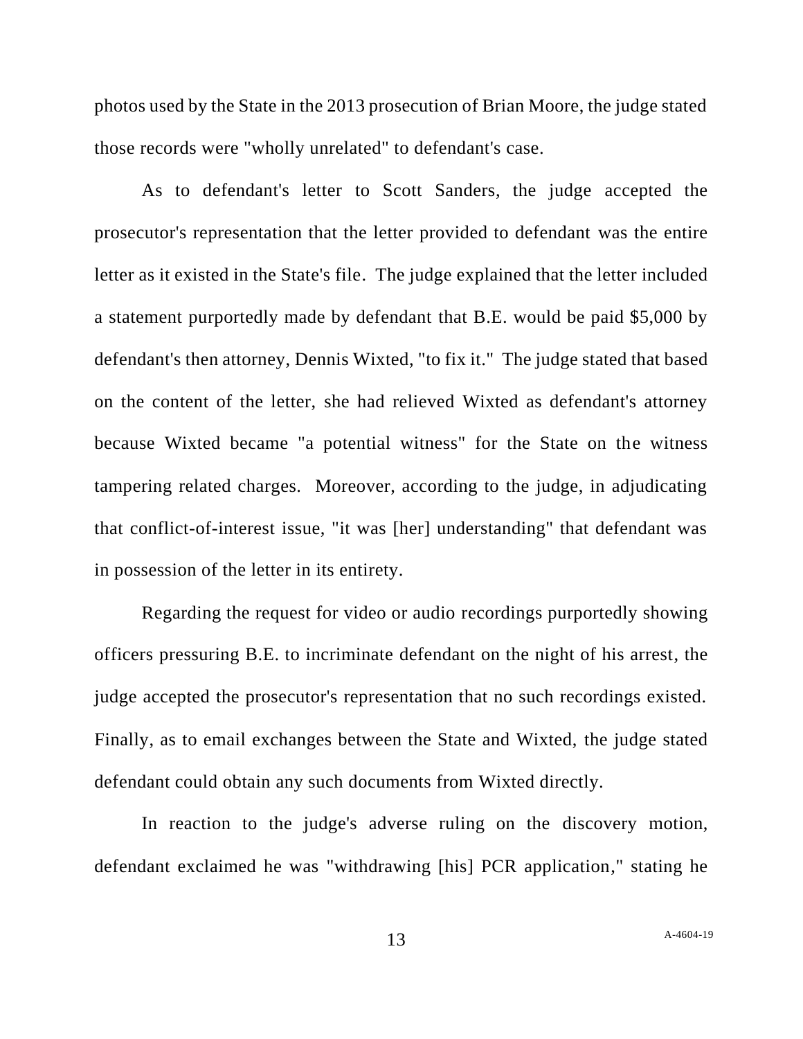photos used by the State in the 2013 prosecution of Brian Moore, the judge stated those records were "wholly unrelated" to defendant's case.

As to defendant's letter to Scott Sanders, the judge accepted the prosecutor's representation that the letter provided to defendant was the entire letter as it existed in the State's file. The judge explained that the letter included a statement purportedly made by defendant that B.E. would be paid $5,000 by defendant's then attorney, Dennis Wixted, "to fix it." The judge stated that based on the content of the letter, she had relieved Wixted as defendant's attorney because Wixted became "a potential witness" for the State on the witness tampering related charges. Moreover, according to the judge, in adjudicating that conflict-of-interest issue, "it was [her] understanding" that defendant was in possession of the letter in its entirety.

Regarding the request for video or audio recordings purportedly showing officers pressuring B.E. to incriminate defendant on the night of his arrest, the judge accepted the prosecutor's representation that no such recordings existed. Finally, as to email exchanges between the State and Wixted, the judge stated defendant could obtain any such documents from Wixted directly.

In reaction to the judge's adverse ruling on the discovery motion, defendant exclaimed he was "withdrawing [his] PCR application," stating he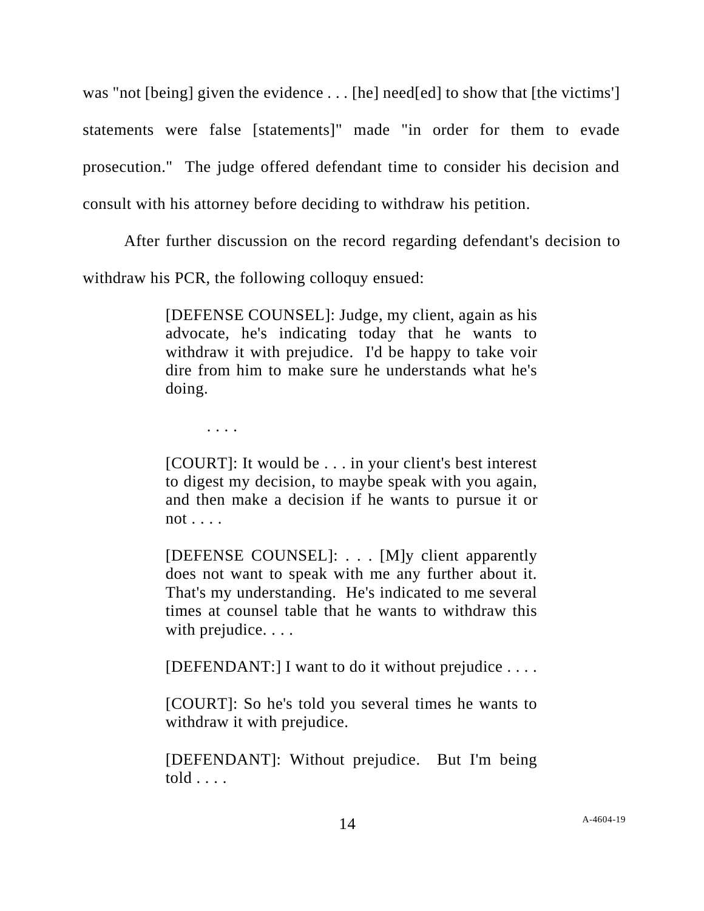was "not [being] given the evidence . . . [he] need[ed] to show that [the victims'] statements were false [statements]" made "in order for them to evade prosecution." The judge offered defendant time to consider his decision and consult with his attorney before deciding to withdraw his petition.

After further discussion on the record regarding defendant's decision to withdraw his PCR, the following colloquy ensued:

> [DEFENSE COUNSEL]: Judge, my client, again as his advocate, he's indicating today that he wants to withdraw it with prejudice. I'd be happy to take voir dire from him to make sure he understands what he's doing.
>
> . . . .
>
> [COURT]: It would be . . . in your client's best interest to digest my decision, to maybe speak with you again, and then make a decision if he wants to pursue it or not . . . .
>
> [DEFENSE COUNSEL]: . . . [M]y client apparently does not want to speak with me any further about it. That's my understanding. He's indicated to me several times at counsel table that he wants to withdraw this with prejudice. . . .
>
> [DEFENDANT:] I want to do it without prejudice . . . .
>
> [COURT]: So he's told you several times he wants to withdraw it with prejudice.
>
> [DEFENDANT]: Without prejudice. But I'm being told . . . .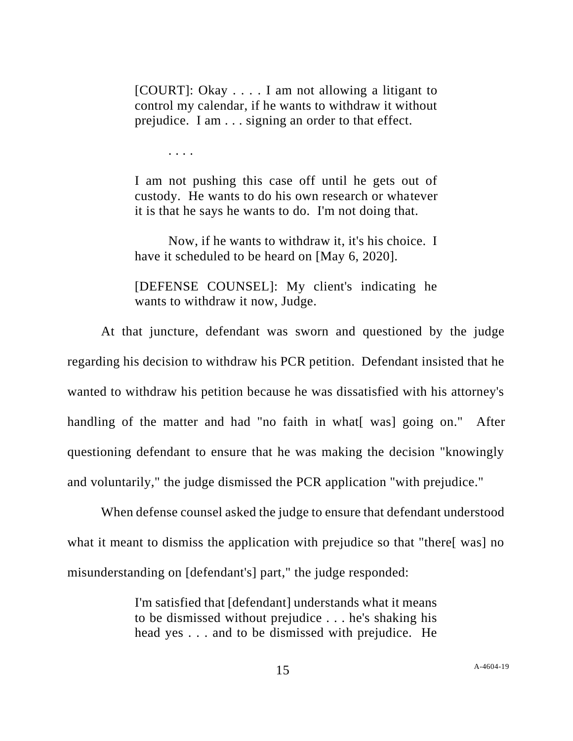> [COURT]: Okay . . . . I am not allowing a litigant to control my calendar, if he wants to withdraw it without prejudice. I am . . . signing an order to that effect.
>
> . . . .
>
> I am not pushing this case off until he gets out of custody. He wants to do his own research or whatever it is that he says he wants to do. I'm not doing that.
>
> Now, if he wants to withdraw it, it's his choice. I have it scheduled to be heard on [May 6, 2020].
>
> [DEFENSE COUNSEL]: My client's indicating he wants to withdraw it now, Judge.

At that juncture, defendant was sworn and questioned by the judge regarding his decision to withdraw his PCR petition. Defendant insisted that he wanted to withdraw his petition because he was dissatisfied with his attorney's handling of the matter and had "no faith in what[ was] going on." After questioning defendant to ensure that he was making the decision "knowingly and voluntarily," the judge dismissed the PCR application "with prejudice."

When defense counsel asked the judge to ensure that defendant understood what it meant to dismiss the application with prejudice so that "there[ was] no misunderstanding on [defendant's] part," the judge responded:

> I'm satisfied that [defendant] understands what it means to be dismissed without prejudice . . . he's shaking his head yes . . . and to be dismissed with prejudice. He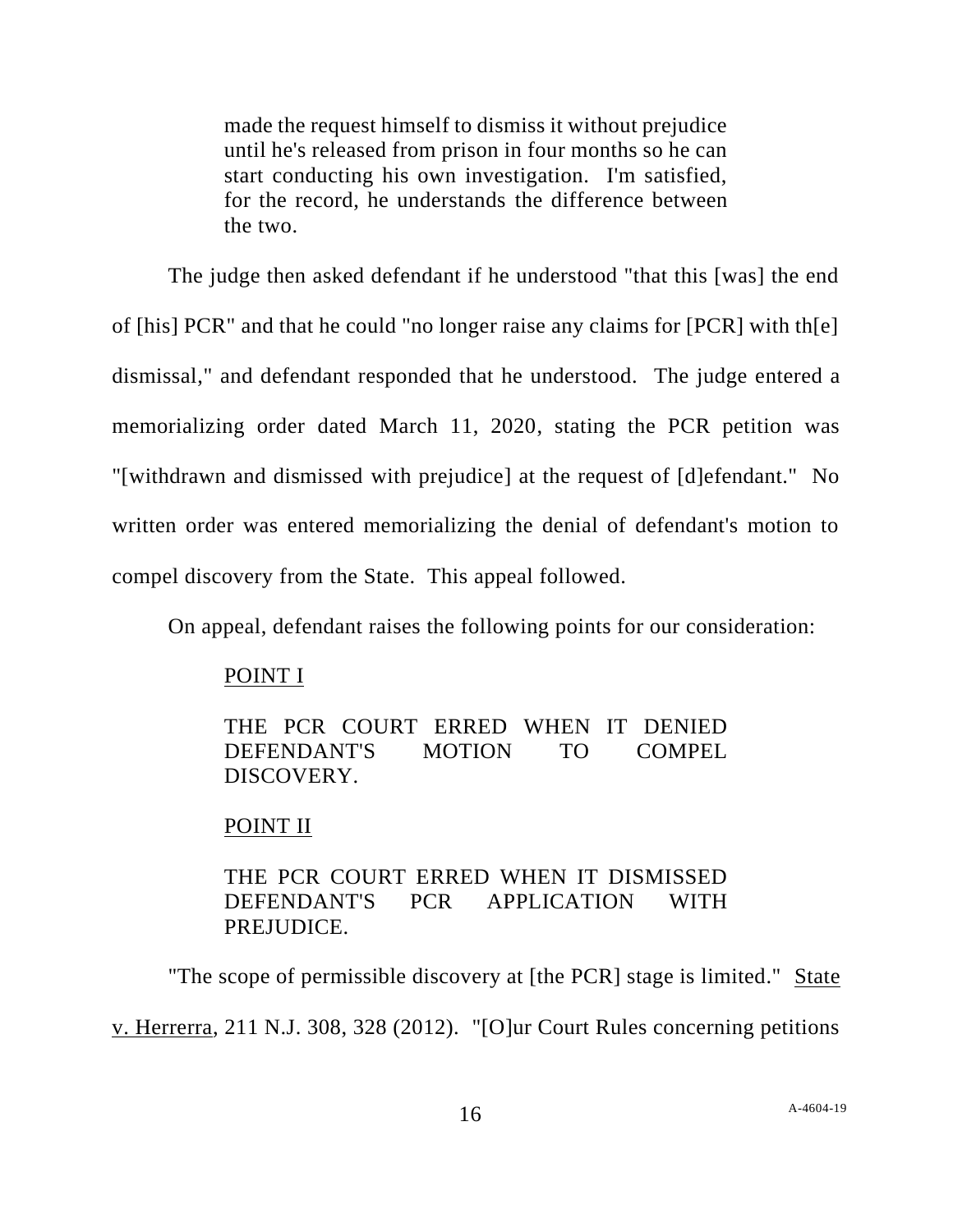> made the request himself to dismiss it without prejudice until he's released from prison in four months so he can start conducting his own investigation. I'm satisfied, for the record, he understands the difference between the two.

The judge then asked defendant if he understood "that this [was] the end of [his] PCR" and that he could "no longer raise any claims for [PCR] with th[e] dismissal," and defendant responded that he understood. The judge entered a memorializing order dated March 11, 2020, stating the PCR petition was "[withdrawn and dismissed with prejudice] at the request of [d]efendant." No written order was entered memorializing the denial of defendant's motion to compel discovery from the State. This appeal followed.

On appeal, defendant raises the following points for our consideration:

> POINT I
>
> THE PCR COURT ERRED WHEN IT DENIED DEFENDANT'S MOTION TO COMPEL DISCOVERY.
>
> POINT II
>
> THE PCR COURT ERRED WHEN IT DISMISSED DEFENDANT'S PCR APPLICATION WITH PREJUDICE.

"The scope of permissible discovery at [the PCR] stage is limited." State v. Herrerra, 211 N.J. 308, 328 (2012). "[O]ur Court Rules concerning petitions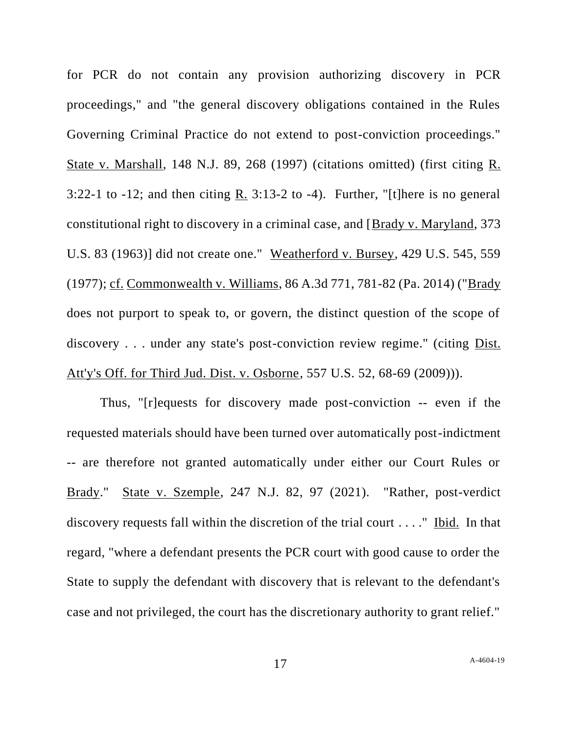for PCR do not contain any provision authorizing discovery in PCR proceedings," and "the general discovery obligations contained in the Rules Governing Criminal Practice do not extend to post-conviction proceedings." State v. Marshall, 148 N.J. 89, 268 (1997) (citations omitted) (first citing R. 3:22-1 to -12; and then citing R. 3:13-2 to -4). Further, "[t]here is no general constitutional right to discovery in a criminal case, and [Brady v. Maryland, 373 U.S. 83 (1963)] did not create one." Weatherford v. Bursey, 429 U.S. 545, 559 (1977); cf. Commonwealth v. Williams, 86 A.3d 771, 781-82 (Pa. 2014) ("Brady does not purport to speak to, or govern, the distinct question of the scope of discovery . . . under any state's post-conviction review regime." (citing Dist. Att'y's Off. for Third Jud. Dist. v. Osborne, 557 U.S. 52, 68-69 (2009))).

Thus, "[r]equests for discovery made post-conviction -- even if the requested materials should have been turned over automatically post-indictment -- are therefore not granted automatically under either our Court Rules or Brady." State v. Szemple, 247 N.J. 82, 97 (2021). "Rather, post-verdict discovery requests fall within the discretion of the trial court . . . ." Ibid. In that regard, "where a defendant presents the PCR court with good cause to order the State to supply the defendant with discovery that is relevant to the defendant's case and not privileged, the court has the discretionary authority to grant relief."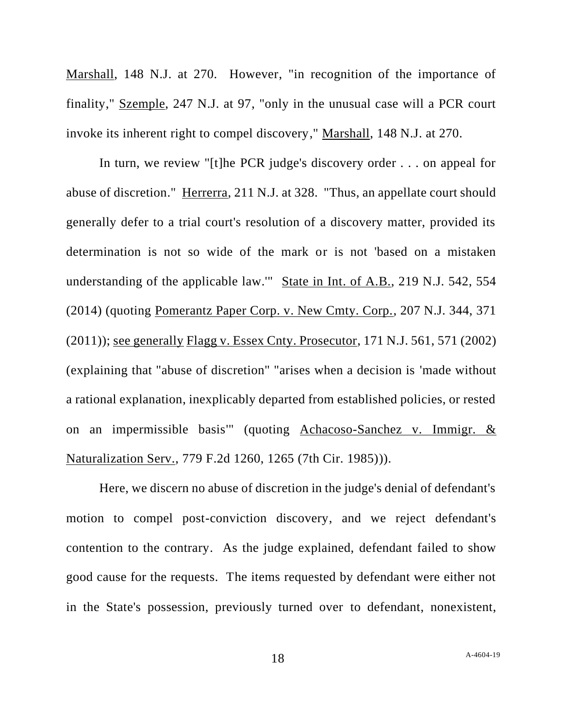Marshall, 148 N.J. at 270. However, "in recognition of the importance of finality," Szemple, 247 N.J. at 97, "only in the unusual case will a PCR court invoke its inherent right to compel discovery," Marshall, 148 N.J. at 270.

In turn, we review "[t]he PCR judge's discovery order . . . on appeal for abuse of discretion." Herrerra, 211 N.J. at 328. "Thus, an appellate court should generally defer to a trial court's resolution of a discovery matter, provided its determination is not so wide of the mark or is not 'based on a mistaken understanding of the applicable law.'" State in Int. of A.B., 219 N.J. 542, 554 (2014) (quoting Pomerantz Paper Corp. v. New Cmty. Corp., 207 N.J. 344, 371 (2011)); see generally Flagg v. Essex Cnty. Prosecutor, 171 N.J. 561, 571 (2002) (explaining that "abuse of discretion" "arises when a decision is 'made without a rational explanation, inexplicably departed from established policies, or rested on an impermissible basis'" (quoting Achacoso-Sanchez v. Immigr. & Naturalization Serv., 779 F.2d 1260, 1265 (7th Cir. 1985))).

Here, we discern no abuse of discretion in the judge's denial of defendant's motion to compel post-conviction discovery, and we reject defendant's contention to the contrary. As the judge explained, defendant failed to show good cause for the requests. The items requested by defendant were either not in the State's possession, previously turned over to defendant, nonexistent,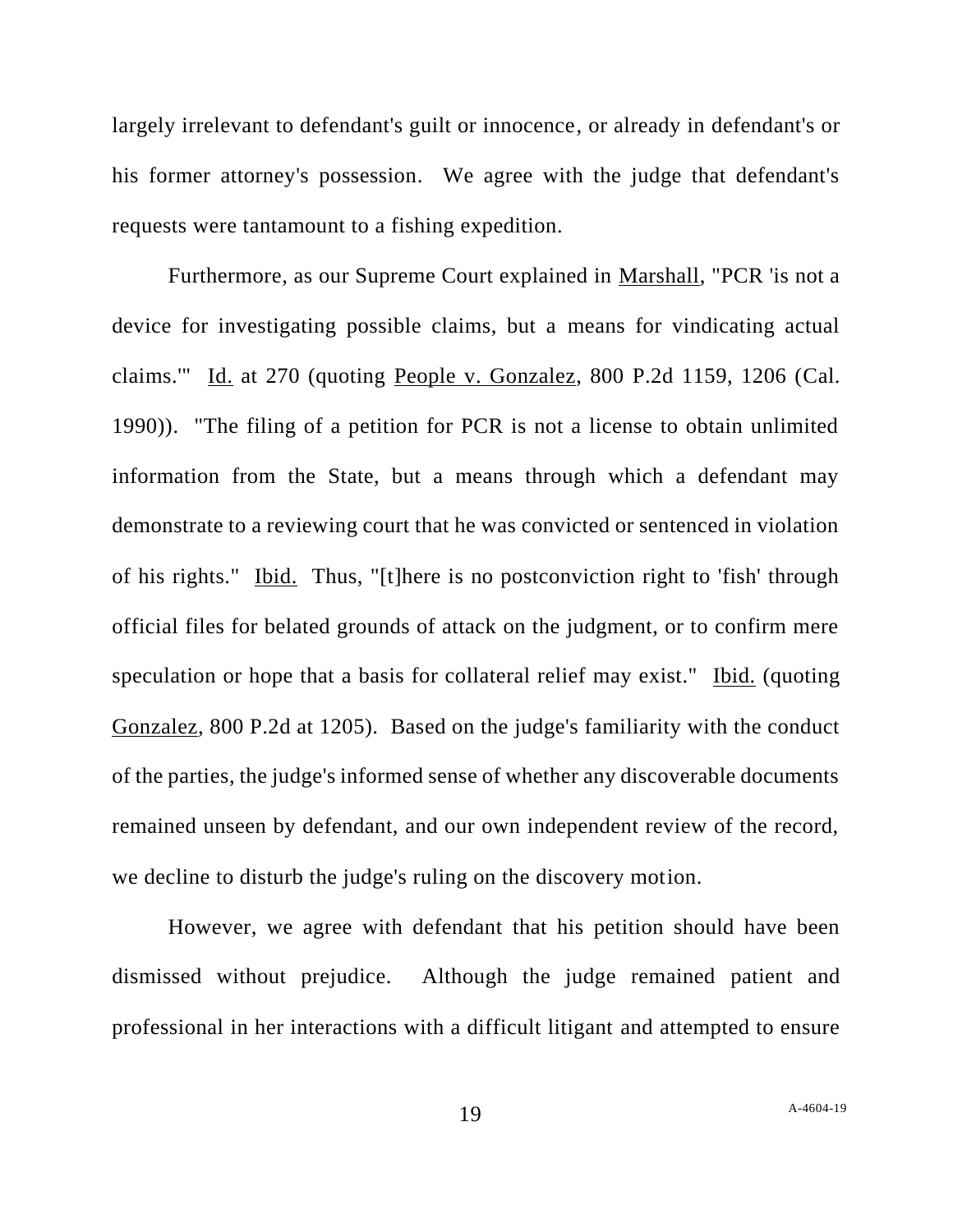largely irrelevant to defendant's guilt or innocence, or already in defendant's or his former attorney's possession. We agree with the judge that defendant's requests were tantamount to a fishing expedition.

Furthermore, as our Supreme Court explained in Marshall, "PCR 'is not a device for investigating possible claims, but a means for vindicating actual claims.'" Id. at 270 (quoting People v. Gonzalez, 800 P.2d 1159, 1206 (Cal. 1990)). "The filing of a petition for PCR is not a license to obtain unlimited information from the State, but a means through which a defendant may demonstrate to a reviewing court that he was convicted or sentenced in violation of his rights." Ibid. Thus, "[t]here is no postconviction right to 'fish' through official files for belated grounds of attack on the judgment, or to confirm mere speculation or hope that a basis for collateral relief may exist." Ibid. (quoting Gonzalez, 800 P.2d at 1205). Based on the judge's familiarity with the conduct of the parties, the judge's informed sense of whether any discoverable documents remained unseen by defendant, and our own independent review of the record, we decline to disturb the judge's ruling on the discovery motion.

However, we agree with defendant that his petition should have been dismissed without prejudice. Although the judge remained patient and professional in her interactions with a difficult litigant and attempted to ensure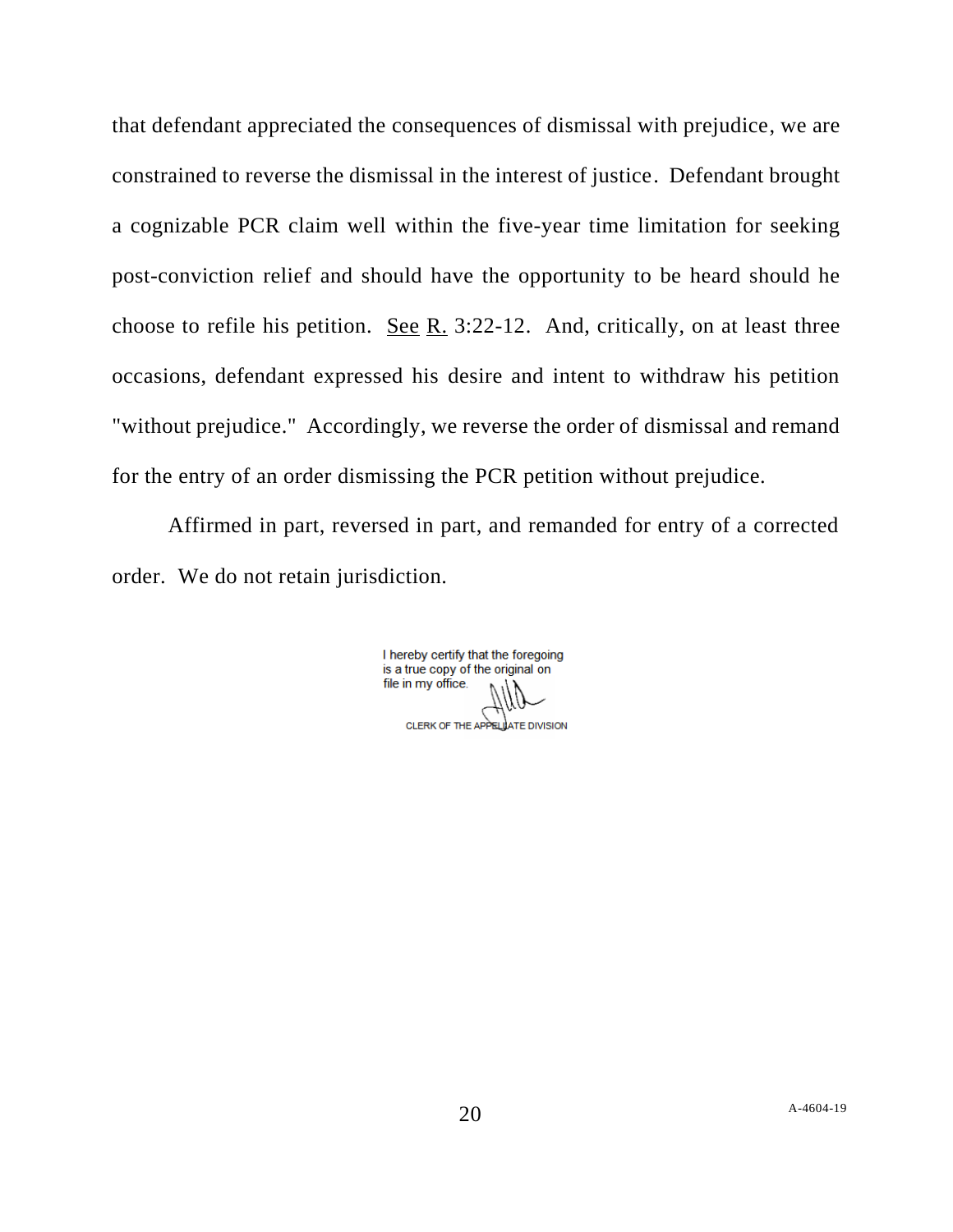that defendant appreciated the consequences of dismissal with prejudice, we are constrained to reverse the dismissal in the interest of justice. Defendant brought a cognizable PCR claim well within the five-year time limitation for seeking post-conviction relief and should have the opportunity to be heard should he choose to refile his petition. See R. 3:22-12. And, critically, on at least three occasions, defendant expressed his desire and intent to withdraw his petition "without prejudice." Accordingly, we reverse the order of dismissal and remand for the entry of an order dismissing the PCR petition without prejudice.

Affirmed in part, reversed in part, and remanded for entry of a corrected order. We do not retain jurisdiction.

I hereby certify that the foregoing is a true copy of the original on file in my office.

CLERK OF THE APPELLATE DIVISION